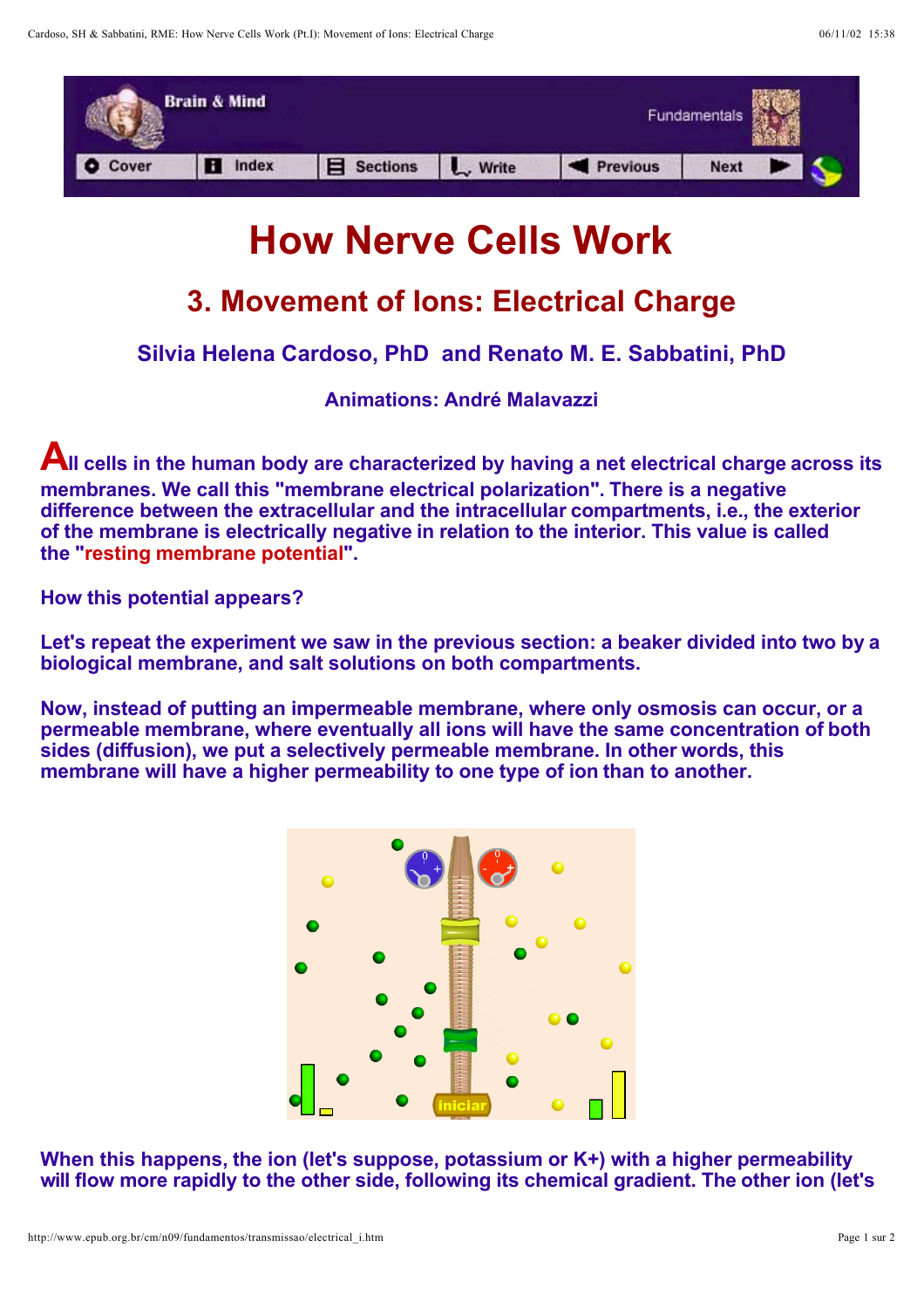# How Nerve Cells Work

## 3. Movement of Ions: Electrical Charge

### Silvia Helena Cardoso, PhD and Renato M. E. Sabbatini, PhD

#### Animations: André Malavazzi

**All cells in the human body are characterized by having a net electrical charge across its membranes. We call this "membrane electrical polarization". There is a negative difference between the extracellular and the intracellular compartments, i.e., the exterior of the membrane is electrically negative in relation to the interior. This value is called the "resting membrane potential".**

**How this potential appears?**

**Let's repeat the experiment we saw in the previous section: a beaker divided into two by a biological membrane, and salt solutions on both compartments.**

**Now, instead of putting an impermeable membrane, where only osmosis can occur, or a permeable membrane, where eventually all ions will have the same concentration of both sides (diffusion), we put a selectively permeable membrane. In other words, this membrane will have a higher permeability to one type of ion than to another.**

**When this happens, the ion (let's suppose, potassium or K+) with a higher permeability will flow more rapidly to the other side, following its chemical gradient. The other ion (let's**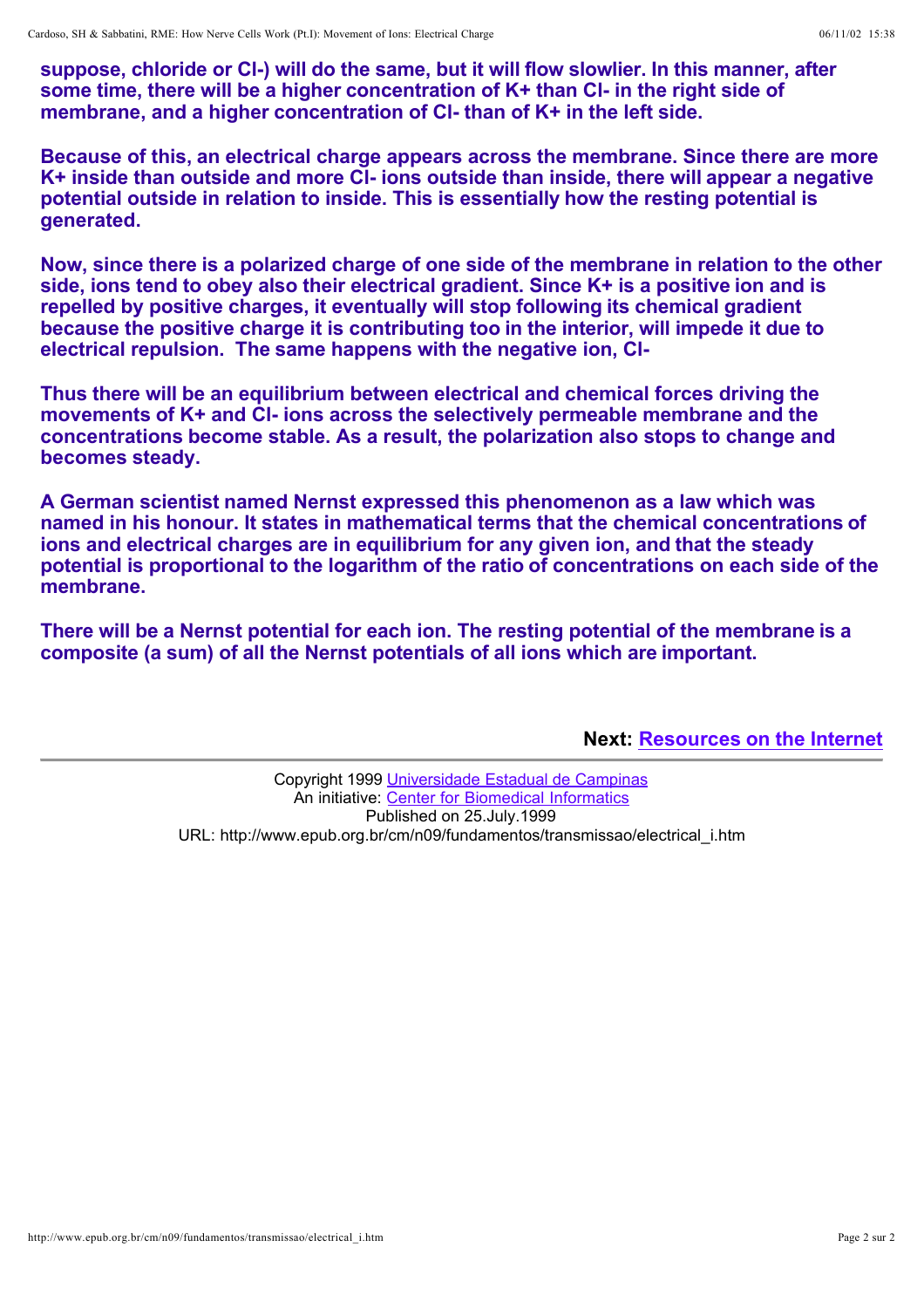**suppose, chloride or Cl-) will do the same, but it will flow slowlier. In this manner, after some time, there will be a higher concentration of K+ than Cl- in the right side of membrane, and a higher concentration of Cl- than of K+ in the left side.**

**Because of this, an electrical charge appears across the membrane. Since there are more K+ inside than outside and more Cl- ions outside than inside, there will appear a negative potential outside in relation to inside. This is essentially how the resting potential is generated.**

**Now, since there is a polarized charge of one side of the membrane in relation to the other side, ions tend to obey also their electrical gradient. Since K+ is a positive ion and is repelled by positive charges, it eventually will stop following its chemical gradient because the positive charge it is contributing too in the interior, will impede it due to electrical repulsion. The same happens with the negative ion, Cl-**

**Thus there will be an equilibrium between electrical and chemical forces driving the movements of K+ and Cl- ions across the selectively permeable membrane and the concentrations become stable. As a result, the polarization also stops to change and becomes steady.**

**A German scientist named Nernst expressed this phenomenon as a law which was named in his honour. It states in mathematical terms that the chemical concentrations of ions and electrical charges are in equilibrium for any given ion, and that the steady potential is proportional to the logarithm of the ratio of concentrations on each side of the membrane.**

**There will be a Nernst potential for each ion. The resting potential of the membrane is a composite (a sum) of all the Nernst potentials of all ions which are important.**

**Next: [Resources on the Internet]**

---

Copyright 1999 [Universidade Estadual de Campinas]
An initiative: [Center for Biomedical Informatics]
Published on 25.July.1999
URL: http://www.epub.org.br/cm/n09/fundamentos/transmissao/electrical_i.htm